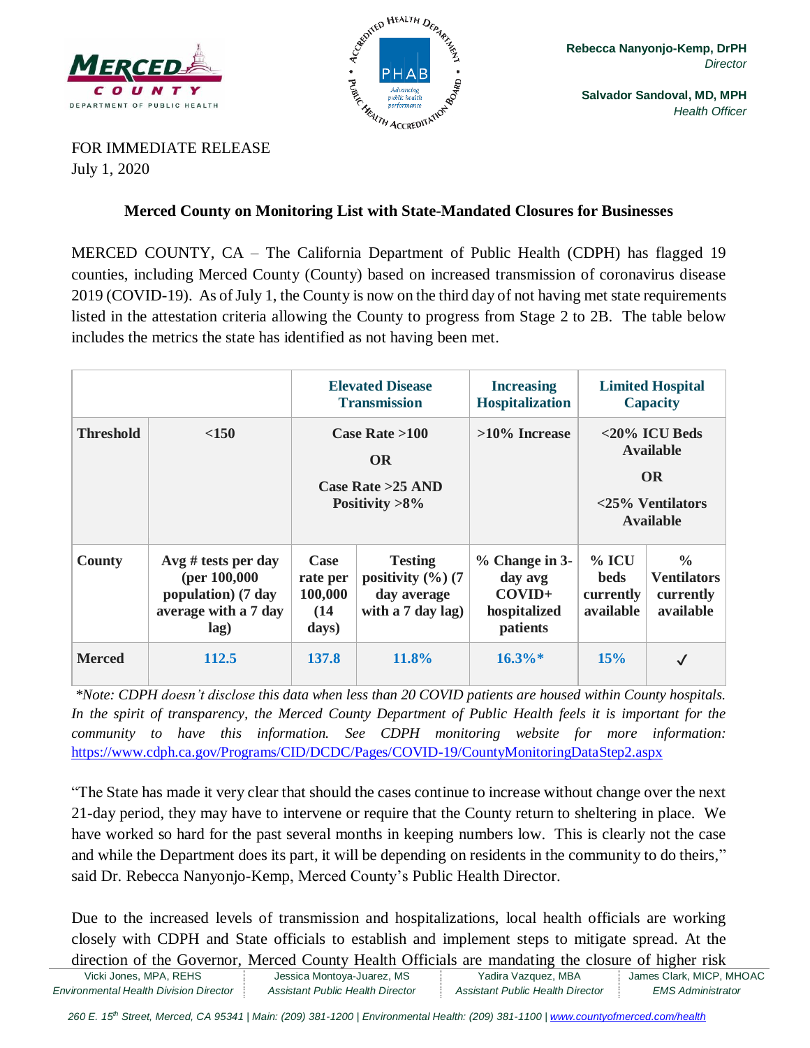Rebecca Nanyonjo-Kemp, DrPH
*Director*

Salvador Sandoval, MD, MPH
*Health Officer*

FOR IMMEDIATE RELEASE
July 1, 2020

## Merced County on Monitoring List with State-Mandated Closures for Businesses

MERCED COUNTY, CA – The California Department of Public Health (CDPH) has flagged 19 counties, including Merced County (County) based on increased transmission of coronavirus disease 2019 (COVID-19). As of July 1, the County is now on the third day of not having met state requirements listed in the attestation criteria allowing the County to progress from Stage 2 to 2B. The table below includes the metrics the state has identified as not having been met.

| | | Elevated Disease Transmission | | Increasing Hospitalization | Limited Hospital Capacity | |
|---|---|---|---|---|---|---|
| **Threshold** | **<150** | **Case Rate >100 OR Case Rate >25 AND Positivity >8%** | | **>10% Increase** | **<20% ICU Beds Available OR <25% Ventilators Available** | |
| **County** | **Avg # tests per day (per 100,000 population) (7 day average with a 7 day lag)** | **Case rate per 100,000 (14 days)** | **Testing positivity (%) (7 day average with a 7 day lag)** | **% Change in 3-day avg COVID+ hospitalized patients** | **% ICU beds currently available** | **% Ventilators currently available** |
| **Merced** | 112.5 | 137.8 | 11.8% | 16.3%* | 15% | ✓ |

*\*Note: CDPH doesn't disclose this data when less than 20 COVID patients are housed within County hospitals. In the spirit of transparency, the Merced County Department of Public Health feels it is important for the community to have this information. See CDPH monitoring website for more information:* https://www.cdph.ca.gov/Programs/CID/DCDC/Pages/COVID-19/CountyMonitoringDataStep2.aspx

"The State has made it very clear that should the cases continue to increase without change over the next 21-day period, they may have to intervene or require that the County return to sheltering in place. We have worked so hard for the past several months in keeping numbers low. This is clearly not the case and while the Department does its part, it will be depending on residents in the community to do theirs," said Dr. Rebecca Nanyonjo-Kemp, Merced County's Public Health Director.

Due to the increased levels of transmission and hospitalizations, local health officials are working closely with CDPH and State officials to establish and implement steps to mitigate spread. At the direction of the Governor, Merced County Health Officials are mandating the closure of higher risk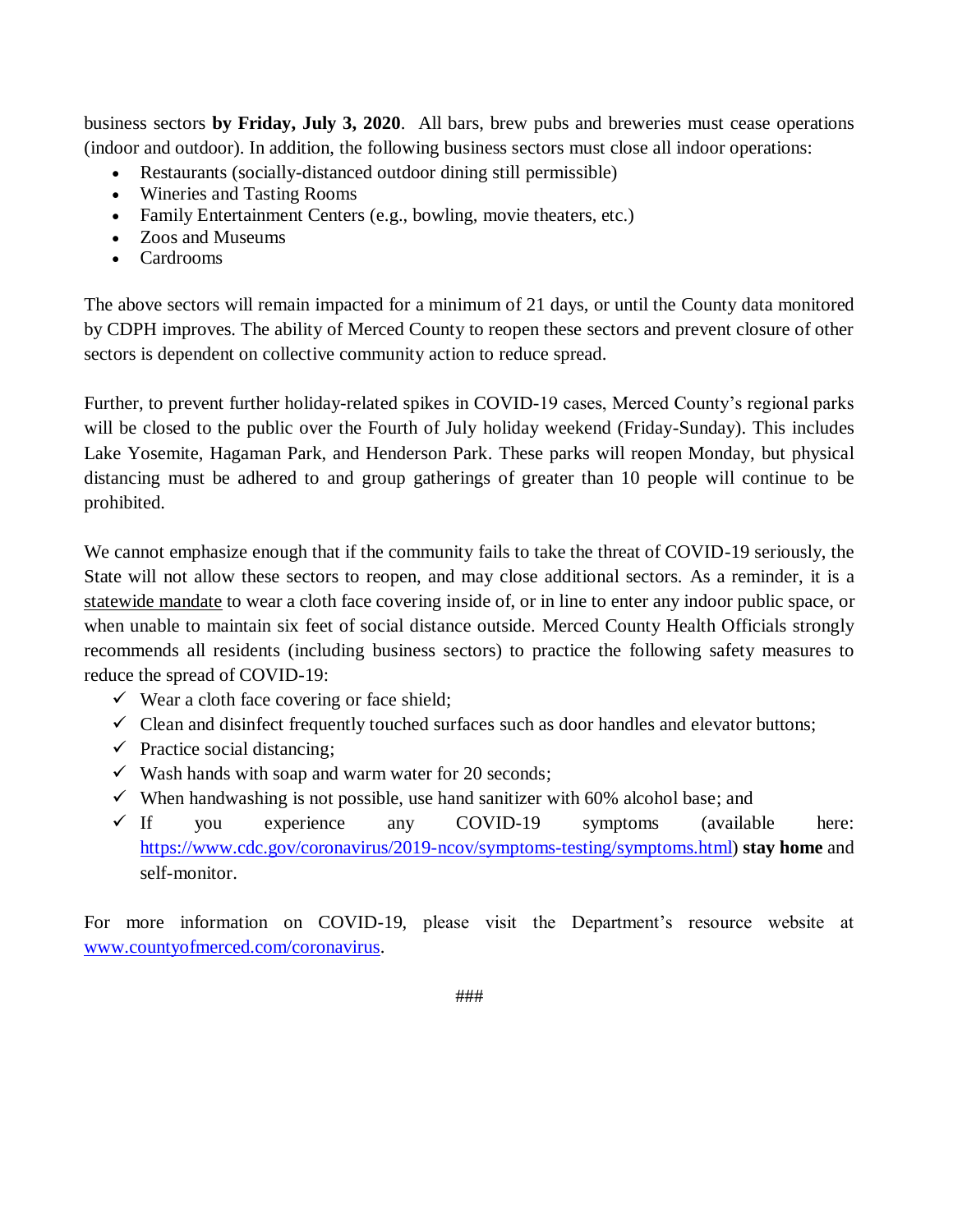business sectors **by Friday, July 3, 2020**. All bars, brew pubs and breweries must cease operations (indoor and outdoor). In addition, the following business sectors must close all indoor operations:

- Restaurants (socially-distanced outdoor dining still permissible)
- Wineries and Tasting Rooms
- Family Entertainment Centers (e.g., bowling, movie theaters, etc.)
- Zoos and Museums
- Cardrooms

The above sectors will remain impacted for a minimum of 21 days, or until the County data monitored by CDPH improves. The ability of Merced County to reopen these sectors and prevent closure of other sectors is dependent on collective community action to reduce spread.

Further, to prevent further holiday-related spikes in COVID-19 cases, Merced County's regional parks will be closed to the public over the Fourth of July holiday weekend (Friday-Sunday). This includes Lake Yosemite, Hagaman Park, and Henderson Park. These parks will reopen Monday, but physical distancing must be adhered to and group gatherings of greater than 10 people will continue to be prohibited.

We cannot emphasize enough that if the community fails to take the threat of COVID-19 seriously, the State will not allow these sectors to reopen, and may close additional sectors. As a reminder, it is a statewide mandate to wear a cloth face covering inside of, or in line to enter any indoor public space, or when unable to maintain six feet of social distance outside. Merced County Health Officials strongly recommends all residents (including business sectors) to practice the following safety measures to reduce the spread of COVID-19:

- ✓ Wear a cloth face covering or face shield;
- ✓ Clean and disinfect frequently touched surfaces such as door handles and elevator buttons;
- ✓ Practice social distancing;
- ✓ Wash hands with soap and warm water for 20 seconds;
- ✓ When handwashing is not possible, use hand sanitizer with 60% alcohol base; and
- ✓ If you experience any COVID-19 symptoms (available here: https://www.cdc.gov/coronavirus/2019-ncov/symptoms-testing/symptoms.html) **stay home** and self-monitor.

For more information on COVID-19, please visit the Department's resource website at www.countyofmerced.com/coronavirus.

###